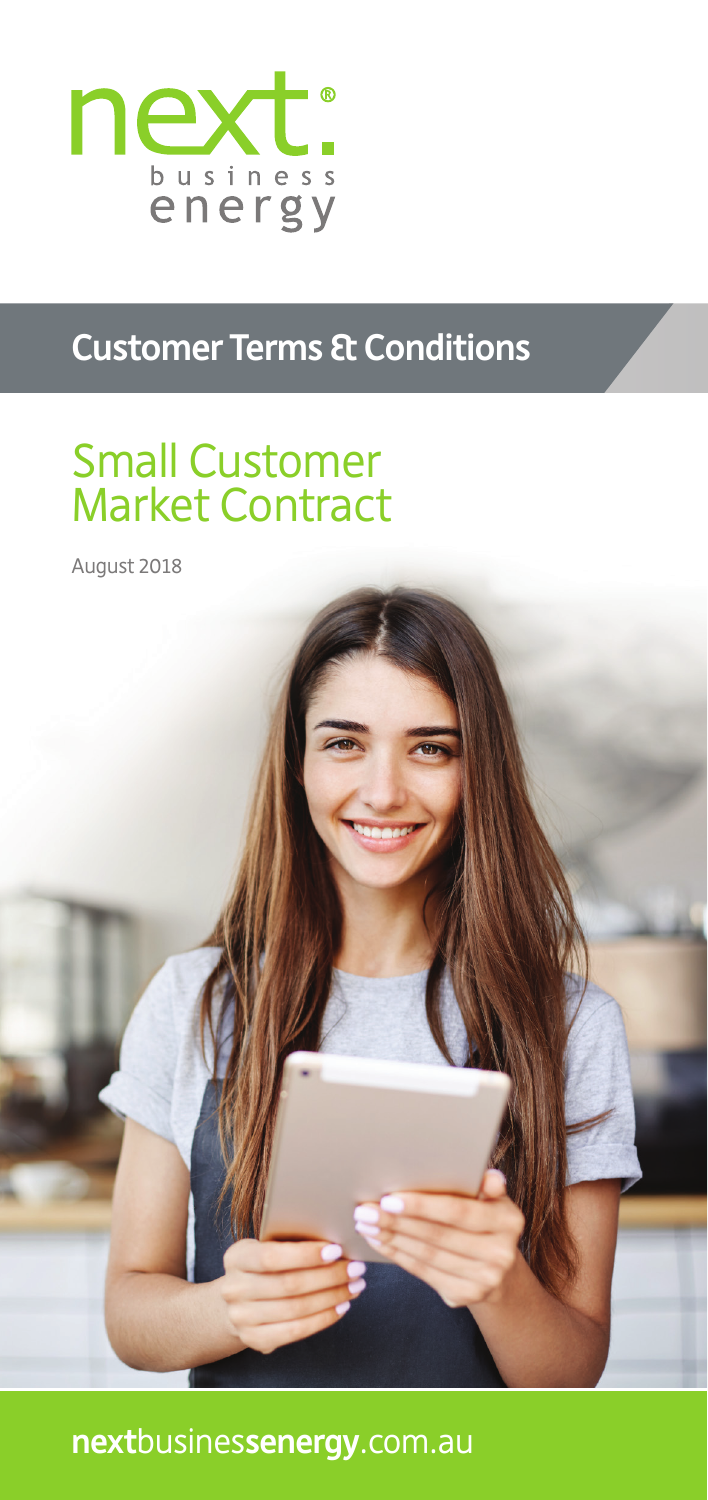next®
business
energy

## Customer Terms & Conditions

# Small Customer Market Contract

August 2018

**next**busines**senergy**.com.au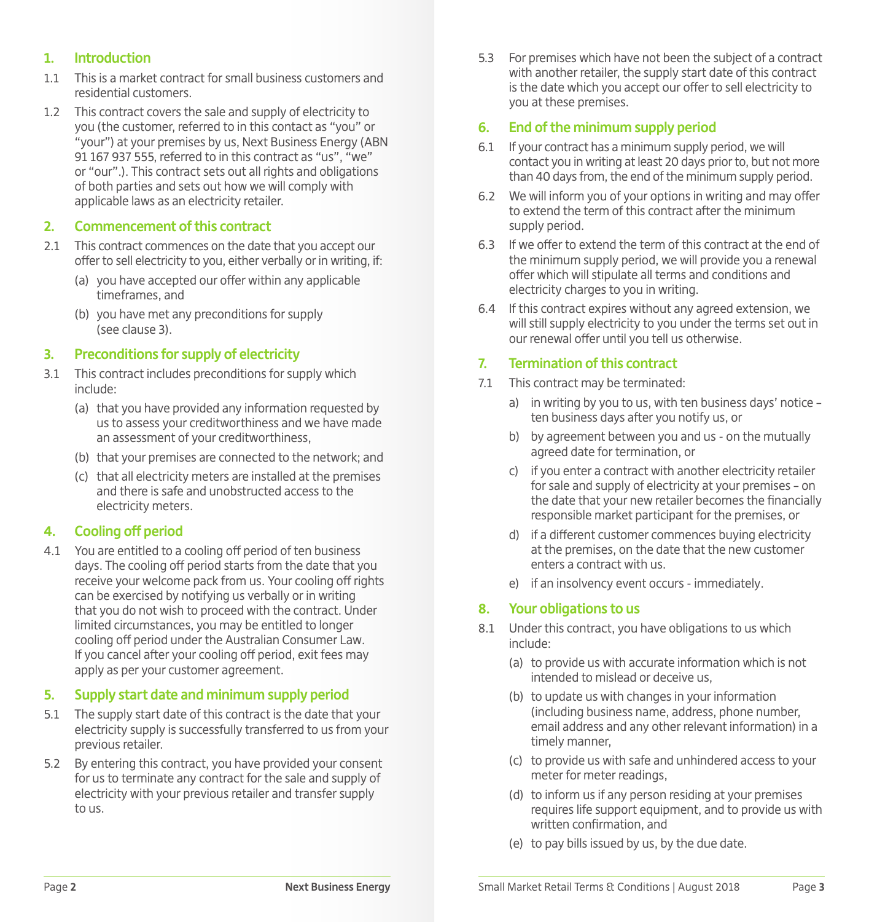## 1. Introduction

1.1 This is a market contract for small business customers and residential customers.

1.2 This contract covers the sale and supply of electricity to you (the customer, referred to in this contact as "you" or "your") at your premises by us, Next Business Energy (ABN 91 167 937 555, referred to in this contract as "us", "we" or "our".). This contract sets out all rights and obligations of both parties and sets out how we will comply with applicable laws as an electricity retailer.

## 2. Commencement of this contract

2.1 This contract commences on the date that you accept our offer to sell electricity to you, either verbally or in writing, if:

(a) you have accepted our offer within any applicable timeframes, and

(b) you have met any preconditions for supply (see clause 3).

## 3. Preconditions for supply of electricity

3.1 This contract includes preconditions for supply which include:

(a) that you have provided any information requested by us to assess your creditworthiness and we have made an assessment of your creditworthiness,

(b) that your premises are connected to the network; and

(c) that all electricity meters are installed at the premises and there is safe and unobstructed access to the electricity meters.

## 4. Cooling off period

4.1 You are entitled to a cooling off period of ten business days. The cooling off period starts from the date that you receive your welcome pack from us. Your cooling off rights can be exercised by notifying us verbally or in writing that you do not wish to proceed with the contract. Under limited circumstances, you may be entitled to longer cooling off period under the Australian Consumer Law. If you cancel after your cooling off period, exit fees may apply as per your customer agreement.

## 5. Supply start date and minimum supply period

5.1 The supply start date of this contract is the date that your electricity supply is successfully transferred to us from your previous retailer.

5.2 By entering this contract, you have provided your consent for us to terminate any contract for the sale and supply of electricity with your previous retailer and transfer supply to us.

5.3 For premises which have not been the subject of a contract with another retailer, the supply start date of this contract is the date which you accept our offer to sell electricity to you at these premises.

## 6. End of the minimum supply period

6.1 If your contract has a minimum supply period, we will contact you in writing at least 20 days prior to, but not more than 40 days from, the end of the minimum supply period.

6.2 We will inform you of your options in writing and may offer to extend the term of this contract after the minimum supply period.

6.3 If we offer to extend the term of this contract at the end of the minimum supply period, we will provide you a renewal offer which will stipulate all terms and conditions and electricity charges to you in writing.

6.4 If this contract expires without any agreed extension, we will still supply electricity to you under the terms set out in our renewal offer until you tell us otherwise.

## 7. Termination of this contract

7.1 This contract may be terminated:

a) in writing by you to us, with ten business days' notice – ten business days after you notify us, or

b) by agreement between you and us - on the mutually agreed date for termination, or

c) if you enter a contract with another electricity retailer for sale and supply of electricity at your premises – on the date that your new retailer becomes the financially responsible market participant for the premises, or

d) if a different customer commences buying electricity at the premises, on the date that the new customer enters a contract with us.

e) if an insolvency event occurs - immediately.

## 8. Your obligations to us

8.1 Under this contract, you have obligations to us which include:

(a) to provide us with accurate information which is not intended to mislead or deceive us,

(b) to update us with changes in your information (including business name, address, phone number, email address and any other relevant information) in a timely manner,

(c) to provide us with safe and unhindered access to your meter for meter readings,

(d) to inform us if any person residing at your premises requires life support equipment, and to provide us with written confirmation, and

(e) to pay bills issued by us, by the due date.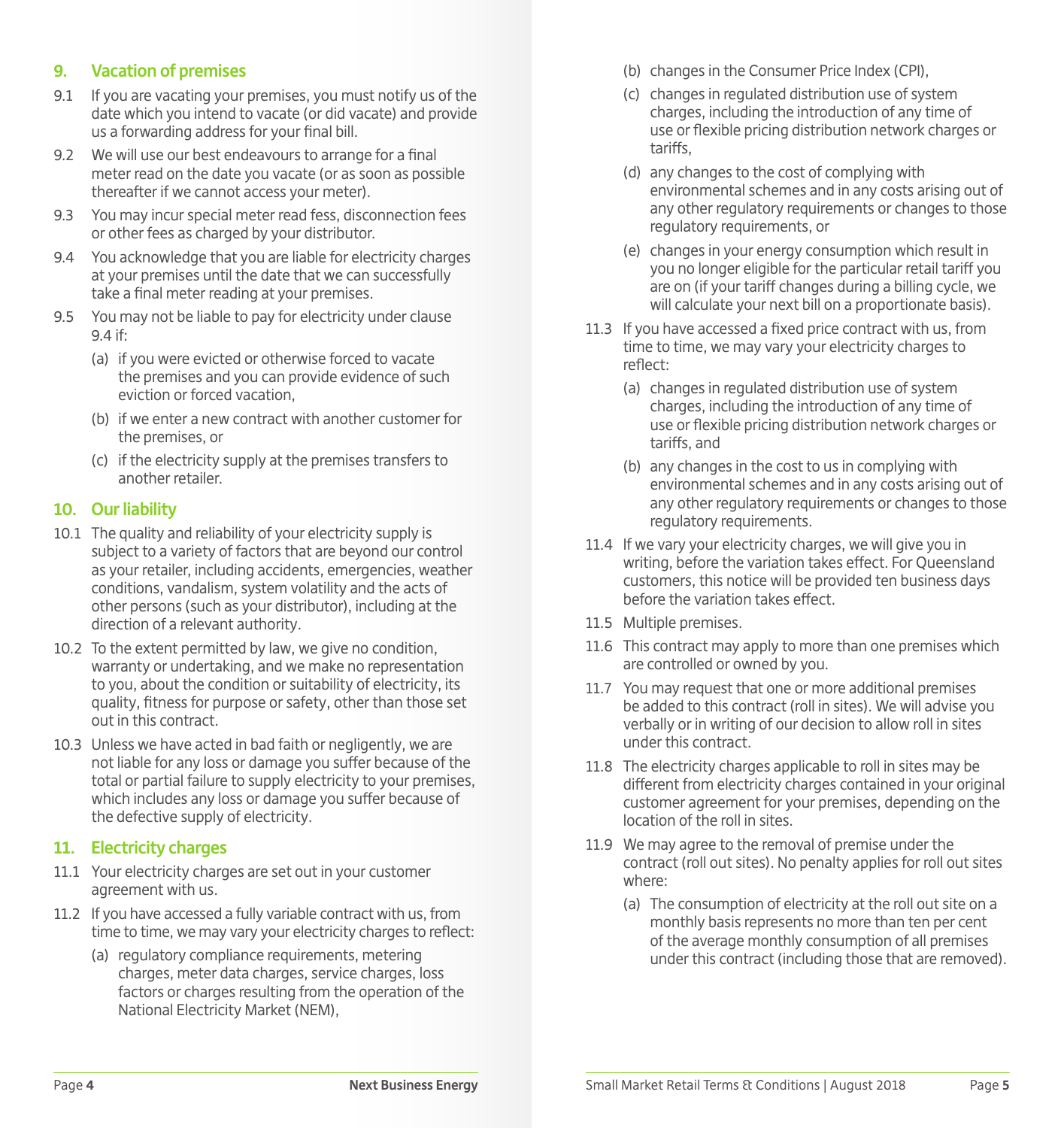## 9. Vacation of premises

9.1 If you are vacating your premises, you must notify us of the date which you intend to vacate (or did vacate) and provide us a forwarding address for your final bill.

9.2 We will use our best endeavours to arrange for a final meter read on the date you vacate (or as soon as possible thereafter if we cannot access your meter).

9.3 You may incur special meter read fess, disconnection fees or other fees as charged by your distributor.

9.4 You acknowledge that you are liable for electricity charges at your premises until the date that we can successfully take a final meter reading at your premises.

9.5 You may not be liable to pay for electricity under clause 9.4 if:

(a) if you were evicted or otherwise forced to vacate the premises and you can provide evidence of such eviction or forced vacation,

(b) if we enter a new contract with another customer for the premises, or

(c) if the electricity supply at the premises transfers to another retailer.

## 10. Our liability

10.1 The quality and reliability of your electricity supply is subject to a variety of factors that are beyond our control as your retailer, including accidents, emergencies, weather conditions, vandalism, system volatility and the acts of other persons (such as your distributor), including at the direction of a relevant authority.

10.2 To the extent permitted by law, we give no condition, warranty or undertaking, and we make no representation to you, about the condition or suitability of electricity, its quality, fitness for purpose or safety, other than those set out in this contract.

10.3 Unless we have acted in bad faith or negligently, we are not liable for any loss or damage you suffer because of the total or partial failure to supply electricity to your premises, which includes any loss or damage you suffer because of the defective supply of electricity.

## 11. Electricity charges

11.1 Your electricity charges are set out in your customer agreement with us.

11.2 If you have accessed a fully variable contract with us, from time to time, we may vary your electricity charges to reflect:

(a) regulatory compliance requirements, metering charges, meter data charges, service charges, loss factors or charges resulting from the operation of the National Electricity Market (NEM),

(b) changes in the Consumer Price Index (CPI),

(c) changes in regulated distribution use of system charges, including the introduction of any time of use or flexible pricing distribution network charges or tariffs,

(d) any changes to the cost of complying with environmental schemes and in any costs arising out of any other regulatory requirements or changes to those regulatory requirements, or

(e) changes in your energy consumption which result in you no longer eligible for the particular retail tariff you are on (if your tariff changes during a billing cycle, we will calculate your next bill on a proportionate basis).

11.3 If you have accessed a fixed price contract with us, from time to time, we may vary your electricity charges to reflect:

(a) changes in regulated distribution use of system charges, including the introduction of any time of use or flexible pricing distribution network charges or tariffs, and

(b) any changes in the cost to us in complying with environmental schemes and in any costs arising out of any other regulatory requirements or changes to those regulatory requirements.

11.4 If we vary your electricity charges, we will give you in writing, before the variation takes effect. For Queensland customers, this notice will be provided ten business days before the variation takes effect.

11.5 Multiple premises.

11.6 This contract may apply to more than one premises which are controlled or owned by you.

11.7 You may request that one or more additional premises be added to this contract (roll in sites). We will advise you verbally or in writing of our decision to allow roll in sites under this contract.

11.8 The electricity charges applicable to roll in sites may be different from electricity charges contained in your original customer agreement for your premises, depending on the location of the roll in sites.

11.9 We may agree to the removal of premise under the contract (roll out sites). No penalty applies for roll out sites where:

(a) The consumption of electricity at the roll out site on a monthly basis represents no more than ten per cent of the average monthly consumption of all premises under this contract (including those that are removed).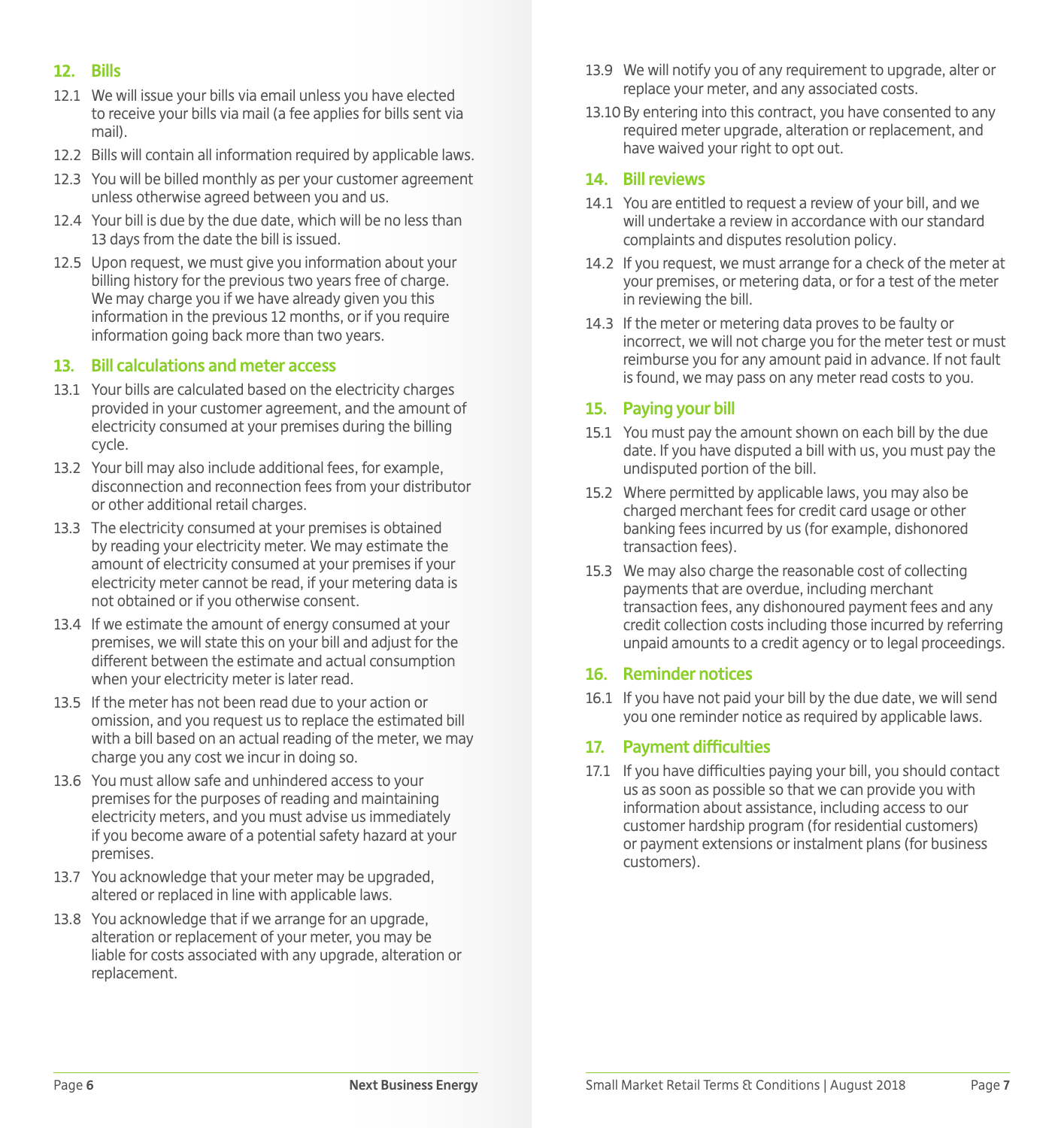## 12. Bills

12.1 We will issue your bills via email unless you have elected to receive your bills via mail (a fee applies for bills sent via mail).

12.2 Bills will contain all information required by applicable laws.

12.3 You will be billed monthly as per your customer agreement unless otherwise agreed between you and us.

12.4 Your bill is due by the due date, which will be no less than 13 days from the date the bill is issued.

12.5 Upon request, we must give you information about your billing history for the previous two years free of charge. We may charge you if we have already given you this information in the previous 12 months, or if you require information going back more than two years.

## 13. Bill calculations and meter access

13.1 Your bills are calculated based on the electricity charges provided in your customer agreement, and the amount of electricity consumed at your premises during the billing cycle.

13.2 Your bill may also include additional fees, for example, disconnection and reconnection fees from your distributor or other additional retail charges.

13.3 The electricity consumed at your premises is obtained by reading your electricity meter. We may estimate the amount of electricity consumed at your premises if your electricity meter cannot be read, if your metering data is not obtained or if you otherwise consent.

13.4 If we estimate the amount of energy consumed at your premises, we will state this on your bill and adjust for the different between the estimate and actual consumption when your electricity meter is later read.

13.5 If the meter has not been read due to your action or omission, and you request us to replace the estimated bill with a bill based on an actual reading of the meter, we may charge you any cost we incur in doing so.

13.6 You must allow safe and unhindered access to your premises for the purposes of reading and maintaining electricity meters, and you must advise us immediately if you become aware of a potential safety hazard at your premises.

13.7 You acknowledge that your meter may be upgraded, altered or replaced in line with applicable laws.

13.8 You acknowledge that if we arrange for an upgrade, alteration or replacement of your meter, you may be liable for costs associated with any upgrade, alteration or replacement.

13.9 We will notify you of any requirement to upgrade, alter or replace your meter, and any associated costs.

13.10 By entering into this contract, you have consented to any required meter upgrade, alteration or replacement, and have waived your right to opt out.

## 14. Bill reviews

14.1 You are entitled to request a review of your bill, and we will undertake a review in accordance with our standard complaints and disputes resolution policy.

14.2 If you request, we must arrange for a check of the meter at your premises, or metering data, or for a test of the meter in reviewing the bill.

14.3 If the meter or metering data proves to be faulty or incorrect, we will not charge you for the meter test or must reimburse you for any amount paid in advance. If not fault is found, we may pass on any meter read costs to you.

## 15. Paying your bill

15.1 You must pay the amount shown on each bill by the due date. If you have disputed a bill with us, you must pay the undisputed portion of the bill.

15.2 Where permitted by applicable laws, you may also be charged merchant fees for credit card usage or other banking fees incurred by us (for example, dishonored transaction fees).

15.3 We may also charge the reasonable cost of collecting payments that are overdue, including merchant transaction fees, any dishonoured payment fees and any credit collection costs including those incurred by referring unpaid amounts to a credit agency or to legal proceedings.

## 16. Reminder notices

16.1 If you have not paid your bill by the due date, we will send you one reminder notice as required by applicable laws.

## 17. Payment difficulties

17.1 If you have difficulties paying your bill, you should contact us as soon as possible so that we can provide you with information about assistance, including access to our customer hardship program (for residential customers) or payment extensions or instalment plans (for business customers).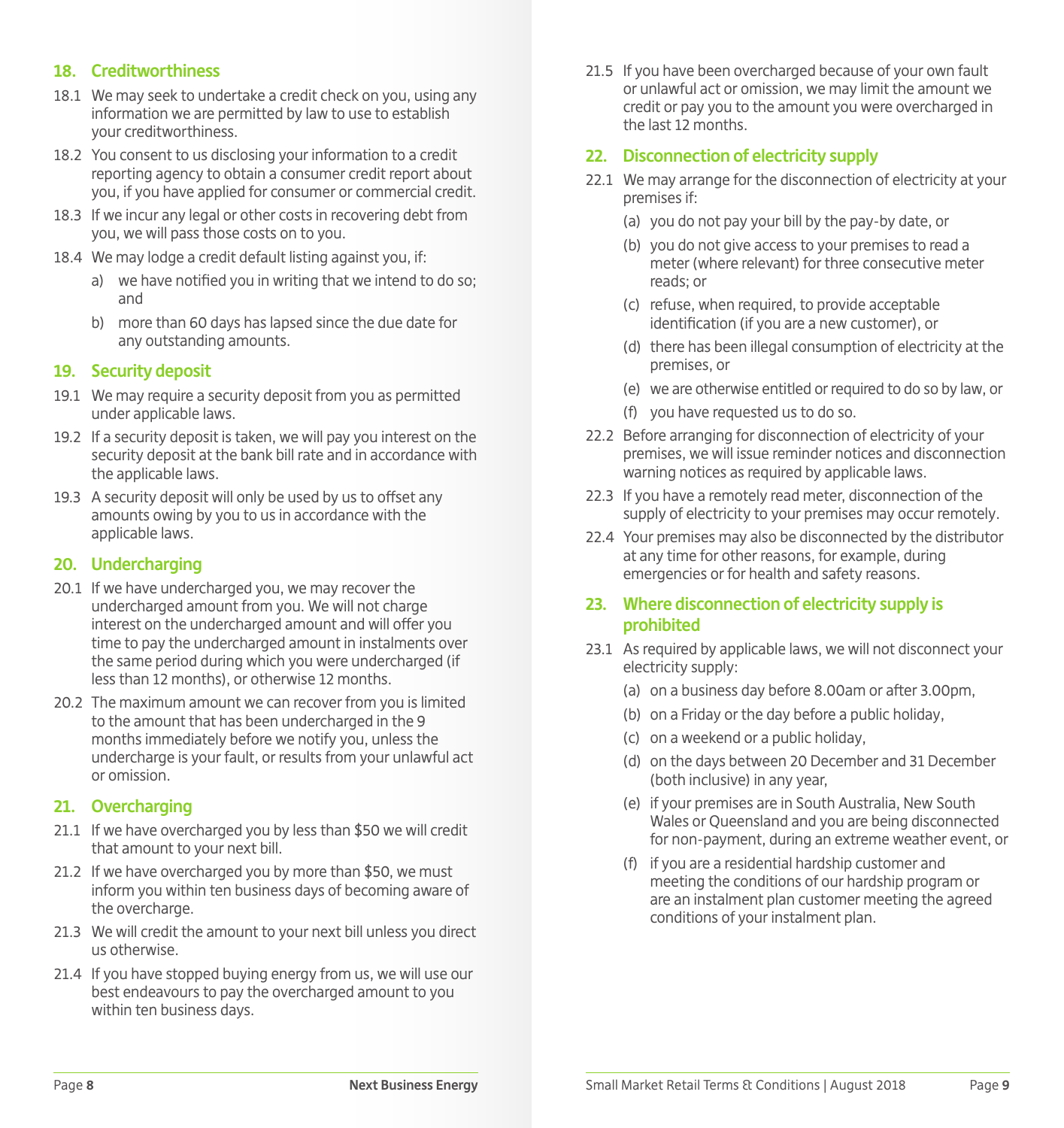## 18. Creditworthiness

18.1 We may seek to undertake a credit check on you, using any information we are permitted by law to use to establish your creditworthiness.

18.2 You consent to us disclosing your information to a credit reporting agency to obtain a consumer credit report about you, if you have applied for consumer or commercial credit.

18.3 If we incur any legal or other costs in recovering debt from you, we will pass those costs on to you.

18.4 We may lodge a credit default listing against you, if:

a) we have notified you in writing that we intend to do so; and

b) more than 60 days has lapsed since the due date for any outstanding amounts.

## 19. Security deposit

19.1 We may require a security deposit from you as permitted under applicable laws.

19.2 If a security deposit is taken, we will pay you interest on the security deposit at the bank bill rate and in accordance with the applicable laws.

19.3 A security deposit will only be used by us to offset any amounts owing by you to us in accordance with the applicable laws.

## 20. Undercharging

20.1 If we have undercharged you, we may recover the undercharged amount from you. We will not charge interest on the undercharged amount and will offer you time to pay the undercharged amount in instalments over the same period during which you were undercharged (if less than 12 months), or otherwise 12 months.

20.2 The maximum amount we can recover from you is limited to the amount that has been undercharged in the 9 months immediately before we notify you, unless the undercharge is your fault, or results from your unlawful act or omission.

## 21. Overcharging

21.1 If we have overcharged you by less than $50 we will credit that amount to your next bill.

21.2 If we have overcharged you by more than $50, we must inform you within ten business days of becoming aware of the overcharge.

21.3 We will credit the amount to your next bill unless you direct us otherwise.

21.4 If you have stopped buying energy from us, we will use our best endeavours to pay the overcharged amount to you within ten business days.

21.5 If you have been overcharged because of your own fault or unlawful act or omission, we may limit the amount we credit or pay you to the amount you were overcharged in the last 12 months.

## 22. Disconnection of electricity supply

22.1 We may arrange for the disconnection of electricity at your premises if:

(a) you do not pay your bill by the pay-by date, or

(b) you do not give access to your premises to read a meter (where relevant) for three consecutive meter reads; or

(c) refuse, when required, to provide acceptable identification (if you are a new customer), or

(d) there has been illegal consumption of electricity at the premises, or

(e) we are otherwise entitled or required to do so by law, or

(f) you have requested us to do so.

22.2 Before arranging for disconnection of electricity of your premises, we will issue reminder notices and disconnection warning notices as required by applicable laws.

22.3 If you have a remotely read meter, disconnection of the supply of electricity to your premises may occur remotely.

22.4 Your premises may also be disconnected by the distributor at any time for other reasons, for example, during emergencies or for health and safety reasons.

## 23. Where disconnection of electricity supply is prohibited

23.1 As required by applicable laws, we will not disconnect your electricity supply:

(a) on a business day before 8.00am or after 3.00pm,

(b) on a Friday or the day before a public holiday,

(c) on a weekend or a public holiday,

(d) on the days between 20 December and 31 December (both inclusive) in any year,

(e) if your premises are in South Australia, New South Wales or Queensland and you are being disconnected for non-payment, during an extreme weather event, or

(f) if you are a residential hardship customer and meeting the conditions of our hardship program or are an instalment plan customer meeting the agreed conditions of your instalment plan.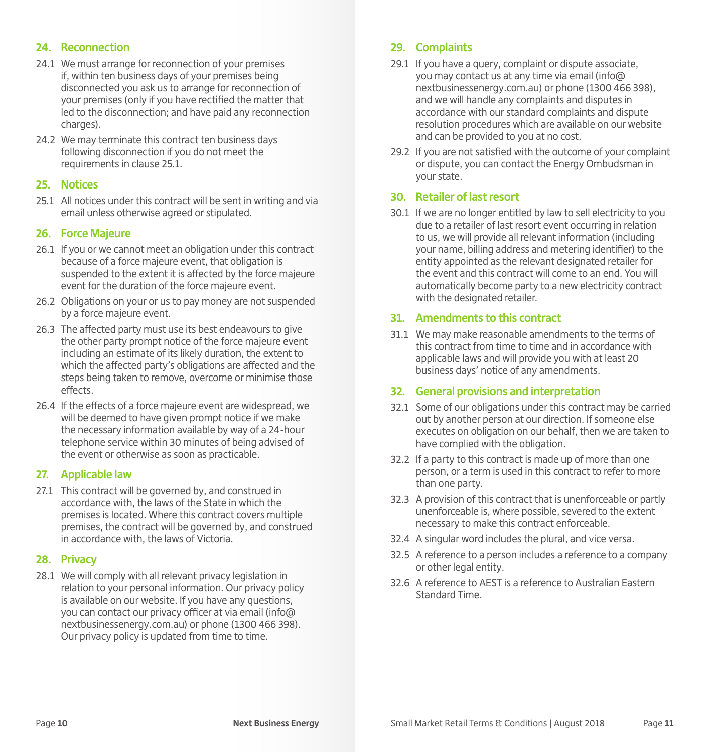## 24. Reconnection

24.1 We must arrange for reconnection of your premises if, within ten business days of your premises being disconnected you ask us to arrange for reconnection of your premises (only if you have rectified the matter that led to the disconnection; and have paid any reconnection charges).

24.2 We may terminate this contract ten business days following disconnection if you do not meet the requirements in clause 25.1.

## 25. Notices

25.1 All notices under this contract will be sent in writing and via email unless otherwise agreed or stipulated.

## 26. Force Majeure

26.1 If you or we cannot meet an obligation under this contract because of a force majeure event, that obligation is suspended to the extent it is affected by the force majeure event for the duration of the force majeure event.

26.2 Obligations on your or us to pay money are not suspended by a force majeure event.

26.3 The affected party must use its best endeavours to give the other party prompt notice of the force majeure event including an estimate of its likely duration, the extent to which the affected party's obligations are affected and the steps being taken to remove, overcome or minimise those effects.

26.4 If the effects of a force majeure event are widespread, we will be deemed to have given prompt notice if we make the necessary information available by way of a 24-hour telephone service within 30 minutes of being advised of the event or otherwise as soon as practicable.

## 27. Applicable law

27.1 This contract will be governed by, and construed in accordance with, the laws of the State in which the premises is located. Where this contract covers multiple premises, the contract will be governed by, and construed in accordance with, the laws of Victoria.

## 28. Privacy

28.1 We will comply with all relevant privacy legislation in relation to your personal information. Our privacy policy is available on our website. If you have any questions, you can contact our privacy officer at via email (info@nextbusinessenergy.com.au) or phone (1300 466 398). Our privacy policy is updated from time to time.

## 29. Complaints

29.1 If you have a query, complaint or dispute associate, you may contact us at any time via email (info@nextbusinessenergy.com.au) or phone (1300 466 398), and we will handle any complaints and disputes in accordance with our standard complaints and dispute resolution procedures which are available on our website and can be provided to you at no cost.

29.2 If you are not satisfied with the outcome of your complaint or dispute, you can contact the Energy Ombudsman in your state.

## 30. Retailer of last resort

30.1 If we are no longer entitled by law to sell electricity to you due to a retailer of last resort event occurring in relation to us, we will provide all relevant information (including your name, billing address and metering identifier) to the entity appointed as the relevant designated retailer for the event and this contract will come to an end. You will automatically become party to a new electricity contract with the designated retailer.

## 31. Amendments to this contract

31.1 We may make reasonable amendments to the terms of this contract from time to time and in accordance with applicable laws and will provide you with at least 20 business days' notice of any amendments.

## 32. General provisions and interpretation

32.1 Some of our obligations under this contract may be carried out by another person at our direction. If someone else executes on obligation on our behalf, then we are taken to have complied with the obligation.

32.2 If a party to this contract is made up of more than one person, or a term is used in this contract to refer to more than one party.

32.3 A provision of this contract that is unenforceable or partly unenforceable is, where possible, severed to the extent necessary to make this contract enforceable.

32.4 A singular word includes the plural, and vice versa.

32.5 A reference to a person includes a reference to a company or other legal entity.

32.6 A reference to AEST is a reference to Australian Eastern Standard Time.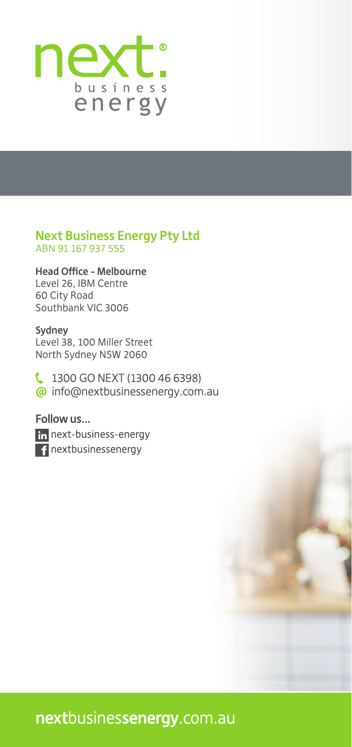next® business energy

## Next Business Energy Pty Ltd

ABN 91 167 937 555

**Head Office – Melbourne**
Level 26, IBM Centre
60 City Road
Southbank VIC 3006

**Sydney**
Level 38, 100 Miller Street
North Sydney NSW 2060

1300 GO NEXT (1300 46 6398)
info@nextbusinessenergy.com.au

**Follow us...**
next-business-energy
nextbusinessenergy

**next**business**senergy**.com.au